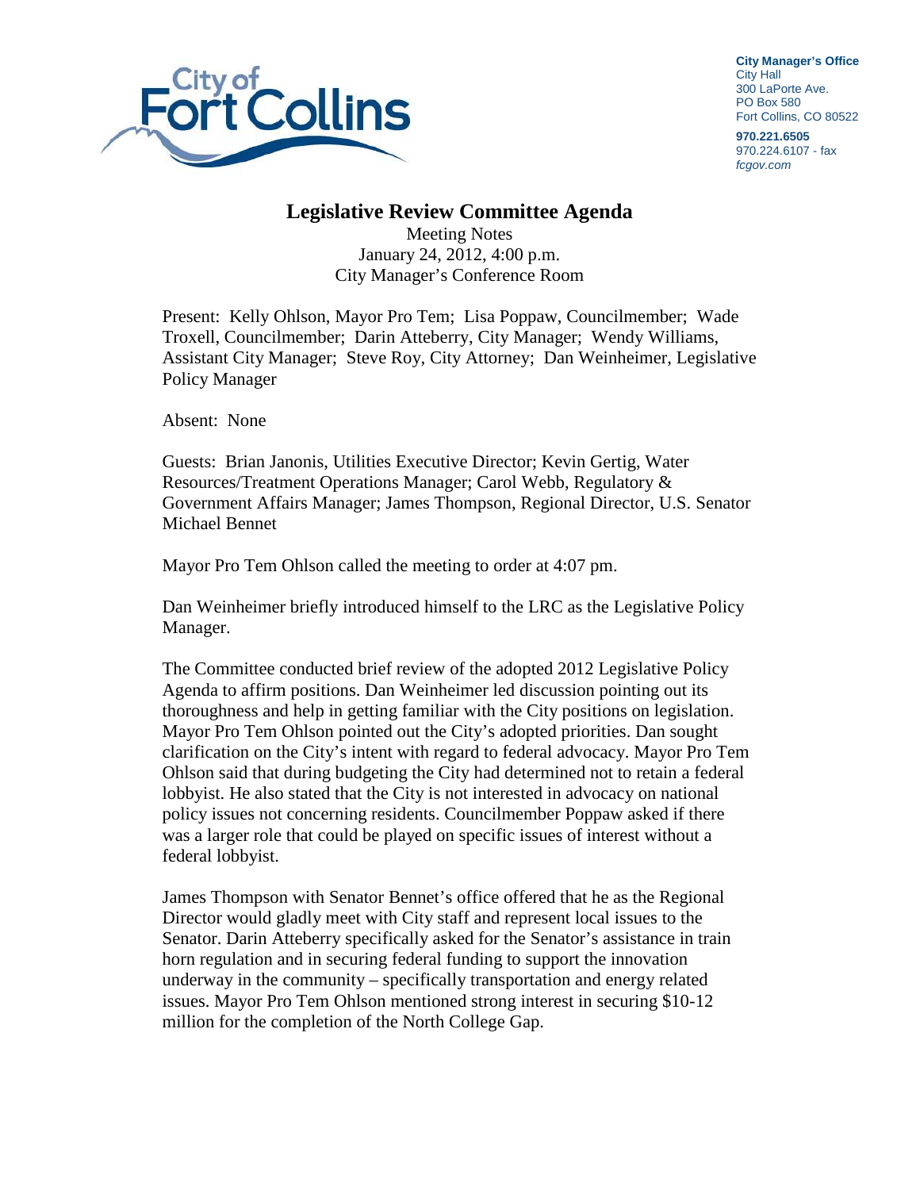**City Manager's Office**
City Hall
300 LaPorte Ave.
PO Box 580
Fort Collins, CO 80522

**970.221.6505**
970.224.6107 - fax
*fcgov.com*

# Legislative Review Committee Agenda

Meeting Notes
January 24, 2012, 4:00 p.m.
City Manager's Conference Room

Present: Kelly Ohlson, Mayor Pro Tem; Lisa Poppaw, Councilmember; Wade Troxell, Councilmember; Darin Atteberry, City Manager; Wendy Williams, Assistant City Manager; Steve Roy, City Attorney; Dan Weinheimer, Legislative Policy Manager

Absent: None

Guests: Brian Janonis, Utilities Executive Director; Kevin Gertig, Water Resources/Treatment Operations Manager; Carol Webb, Regulatory & Government Affairs Manager; James Thompson, Regional Director, U.S. Senator Michael Bennet

Mayor Pro Tem Ohlson called the meeting to order at 4:07 pm.

Dan Weinheimer briefly introduced himself to the LRC as the Legislative Policy Manager.

The Committee conducted brief review of the adopted 2012 Legislative Policy Agenda to affirm positions. Dan Weinheimer led discussion pointing out its thoroughness and help in getting familiar with the City positions on legislation. Mayor Pro Tem Ohlson pointed out the City's adopted priorities. Dan sought clarification on the City's intent with regard to federal advocacy. Mayor Pro Tem Ohlson said that during budgeting the City had determined not to retain a federal lobbyist. He also stated that the City is not interested in advocacy on national policy issues not concerning residents. Councilmember Poppaw asked if there was a larger role that could be played on specific issues of interest without a federal lobbyist.

James Thompson with Senator Bennet's office offered that he as the Regional Director would gladly meet with City staff and represent local issues to the Senator. Darin Atteberry specifically asked for the Senator's assistance in train horn regulation and in securing federal funding to support the innovation underway in the community – specifically transportation and energy related issues. Mayor Pro Tem Ohlson mentioned strong interest in securing $10-12 million for the completion of the North College Gap.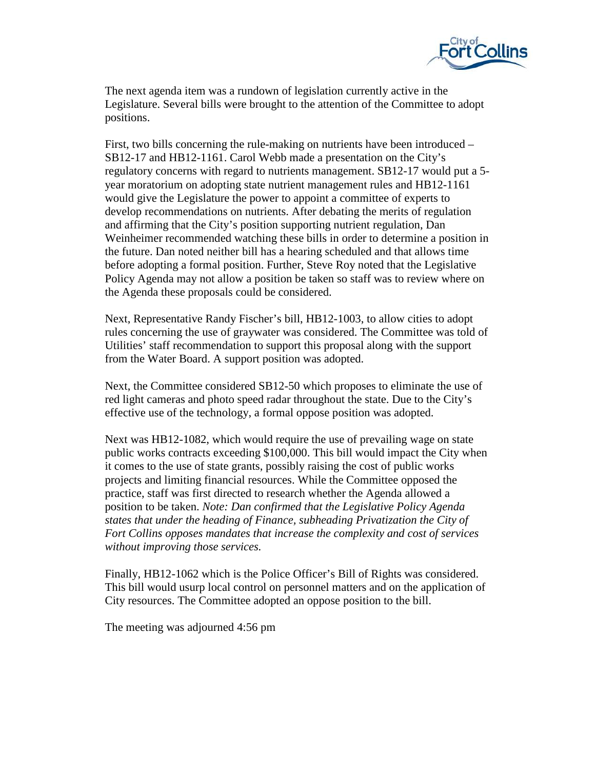The next agenda item was a rundown of legislation currently active in the Legislature. Several bills were brought to the attention of the Committee to adopt positions.

First, two bills concerning the rule-making on nutrients have been introduced – SB12-17 and HB12-1161. Carol Webb made a presentation on the City's regulatory concerns with regard to nutrients management. SB12-17 would put a 5-year moratorium on adopting state nutrient management rules and HB12-1161 would give the Legislature the power to appoint a committee of experts to develop recommendations on nutrients. After debating the merits of regulation and affirming that the City's position supporting nutrient regulation, Dan Weinheimer recommended watching these bills in order to determine a position in the future. Dan noted neither bill has a hearing scheduled and that allows time before adopting a formal position. Further, Steve Roy noted that the Legislative Policy Agenda may not allow a position be taken so staff was to review where on the Agenda these proposals could be considered.

Next, Representative Randy Fischer's bill, HB12-1003, to allow cities to adopt rules concerning the use of graywater was considered. The Committee was told of Utilities' staff recommendation to support this proposal along with the support from the Water Board. A support position was adopted.

Next, the Committee considered SB12-50 which proposes to eliminate the use of red light cameras and photo speed radar throughout the state. Due to the City's effective use of the technology, a formal oppose position was adopted.

Next was HB12-1082, which would require the use of prevailing wage on state public works contracts exceeding $100,000. This bill would impact the City when it comes to the use of state grants, possibly raising the cost of public works projects and limiting financial resources. While the Committee opposed the practice, staff was first directed to research whether the Agenda allowed a position to be taken. *Note: Dan confirmed that the Legislative Policy Agenda states that under the heading of Finance, subheading Privatization the City of Fort Collins opposes mandates that increase the complexity and cost of services without improving those services.*

Finally, HB12-1062 which is the Police Officer's Bill of Rights was considered. This bill would usurp local control on personnel matters and on the application of City resources. The Committee adopted an oppose position to the bill.

The meeting was adjourned 4:56 pm